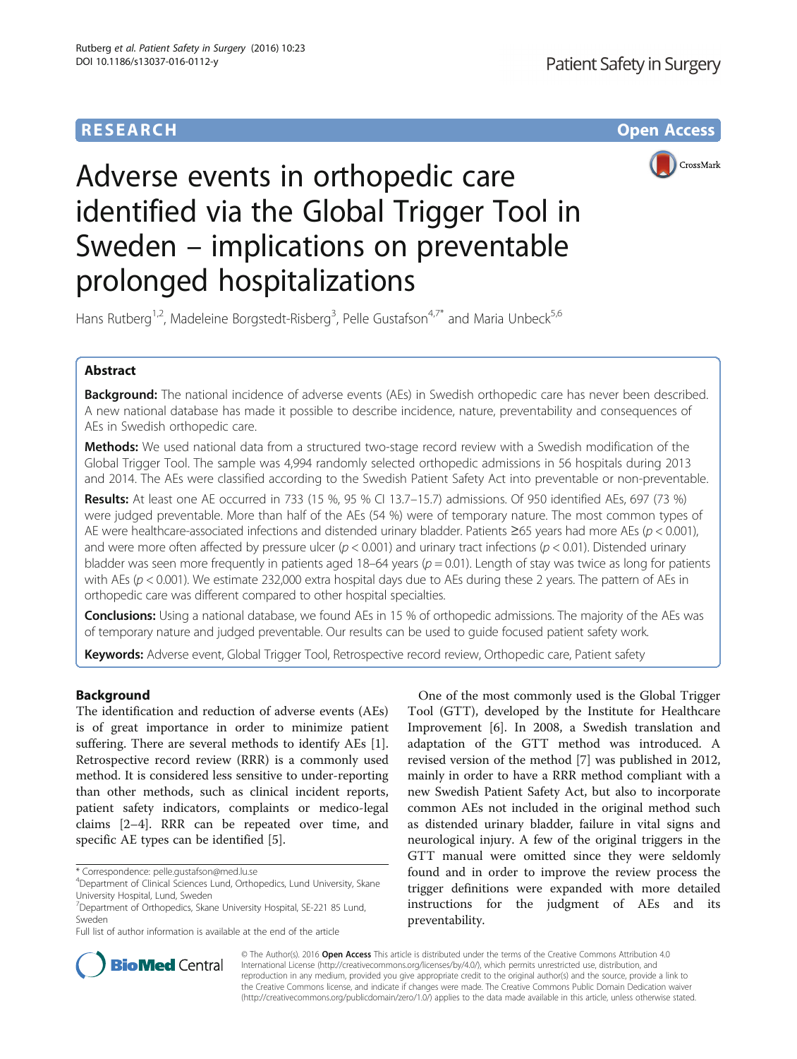RESEARCH Open Access

# Adverse events in orthopedic care identified via the Global Trigger Tool in Sweden – implications on preventable prolonged hospitalizations

Hans Rutberg[1,2], Madeleine Borgstedt-Risberg[3], Pelle Gustafson[4,7*] and Maria Unbeck[5,6]

## Abstract

**Background:** The national incidence of adverse events (AEs) in Swedish orthopedic care has never been described. A new national database has made it possible to describe incidence, nature, preventability and consequences of AEs in Swedish orthopedic care.

**Methods:** We used national data from a structured two-stage record review with a Swedish modification of the Global Trigger Tool. The sample was 4,994 randomly selected orthopedic admissions in 56 hospitals during 2013 and 2014. The AEs were classified according to the Swedish Patient Safety Act into preventable or non-preventable.

**Results:** At least one AE occurred in 733 (15 %, 95 % CI 13.7–15.7) admissions. Of 950 identified AEs, 697 (73 %) were judged preventable. More than half of the AEs (54 %) were of temporary nature. The most common types of AE were healthcare-associated infections and distended urinary bladder. Patients ≥65 years had more AEs ($p < 0.001$), and were more often affected by pressure ulcer ($p < 0.001$) and urinary tract infections ($p < 0.01$). Distended urinary bladder was seen more frequently in patients aged 18–64 years ($p = 0.01$). Length of stay was twice as long for patients with AEs ($p < 0.001$). We estimate 232,000 extra hospital days due to AEs during these 2 years. The pattern of AEs in orthopedic care was different compared to other hospital specialties.

**Conclusions:** Using a national database, we found AEs in 15 % of orthopedic admissions. The majority of the AEs was of temporary nature and judged preventable. Our results can be used to guide focused patient safety work.

**Keywords:** Adverse event, Global Trigger Tool, Retrospective record review, Orthopedic care, Patient safety

## Background

The identification and reduction of adverse events (AEs) is of great importance in order to minimize patient suffering. There are several methods to identify AEs [1]. Retrospective record review (RRR) is a commonly used method. It is considered less sensitive to under-reporting than other methods, such as clinical incident reports, patient safety indicators, complaints or medico-legal claims [2–4]. RRR can be repeated over time, and specific AE types can be identified [5].

One of the most commonly used is the Global Trigger Tool (GTT), developed by the Institute for Healthcare Improvement [6]. In 2008, a Swedish translation and adaptation of the GTT method was introduced. A revised version of the method [7] was published in 2012, mainly in order to have a RRR method compliant with a new Swedish Patient Safety Act, but also to incorporate common AEs not included in the original method such as distended urinary bladder, failure in vital signs and neurological injury. A few of the original triggers in the GTT manual were omitted since they were seldomly found and in order to improve the review process the trigger definitions were expanded with more detailed instructions for the judgment of AEs and its preventability.

\* Correspondence: pelle.gustafson@med.lu.se
[4]Department of Clinical Sciences Lund, Orthopedics, Lund University, Skane University Hospital, Lund, Sweden
[7]Department of Orthopedics, Skane University Hospital, SE-221 85 Lund, Sweden
Full list of author information is available at the end of the article

© The Author(s). 2016 **Open Access** This article is distributed under the terms of the Creative Commons Attribution 4.0 International License (http://creativecommons.org/licenses/by/4.0/), which permits unrestricted use, distribution, and reproduction in any medium, provided you give appropriate credit to the original author(s) and the source, provide a link to the Creative Commons license, and indicate if changes were made. The Creative Commons Public Domain Dedication waiver (http://creativecommons.org/publicdomain/zero/1.0/) applies to the data made available in this article, unless otherwise stated.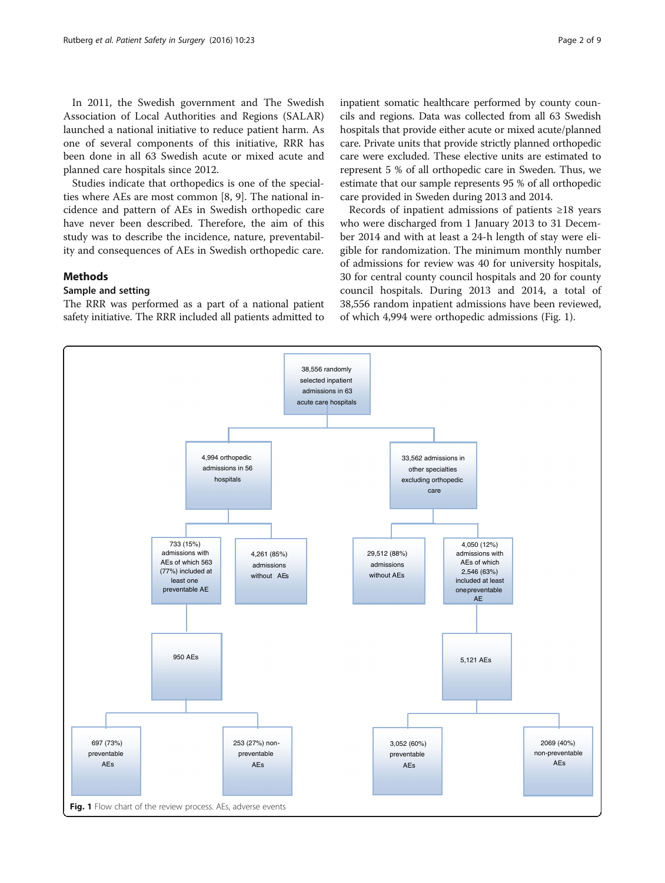In 2011, the Swedish government and The Swedish Association of Local Authorities and Regions (SALAR) launched a national initiative to reduce patient harm. As one of several components of this initiative, RRR has been done in all 63 Swedish acute or mixed acute and planned care hospitals since 2012.

Studies indicate that orthopedics is one of the specialties where AEs are most common [8, 9]. The national incidence and pattern of AEs in Swedish orthopedic care have never been described. Therefore, the aim of this study was to describe the incidence, nature, preventability and consequences of AEs in Swedish orthopedic care.

## Methods

### Sample and setting

The RRR was performed as a part of a national patient safety initiative. The RRR included all patients admitted to inpatient somatic healthcare performed by county councils and regions. Data was collected from all 63 Swedish hospitals that provide either acute or mixed acute/planned care. Private units that provide strictly planned orthopedic care were excluded. These elective units are estimated to represent 5 % of all orthopedic care in Sweden. Thus, we estimate that our sample represents 95 % of all orthopedic care provided in Sweden during 2013 and 2014.

Records of inpatient admissions of patients ≥18 years who were discharged from 1 January 2013 to 31 December 2014 and with at least a 24-h length of stay were eligible for randomization. The minimum monthly number of admissions for review was 40 for university hospitals, 30 for central county council hospitals and 20 for county council hospitals. During 2013 and 2014, a total of 38,556 random inpatient admissions have been reviewed, of which 4,994 were orthopedic admissions (Fig. 1).

38,556 randomly selected inpatient admissions in 63 acute care hospitals

- 4,994 orthopedic admissions in 56 hospitals
  - 733 (15%) admissions with AEs of which 563 (77%) included at least one preventable AE
    - 950 AEs
      - 697 (73%) preventable AEs
      - 253 (27%) non-preventable AEs
  - 4,261 (85%) admissions without AEs
- 33,562 admissions in other specialties excluding orthopedic care
  - 29,512 (88%) admissions without AEs
  - 4,050 (12%) admissions with AEs of which 2,546 (63%) included at least one preventable AE
    - 5,121 AEs
      - 3,052 (60%) preventable AEs
      - 2069 (40%) non-preventable AEs

**Fig. 1** Flow chart of the review process. AEs, adverse events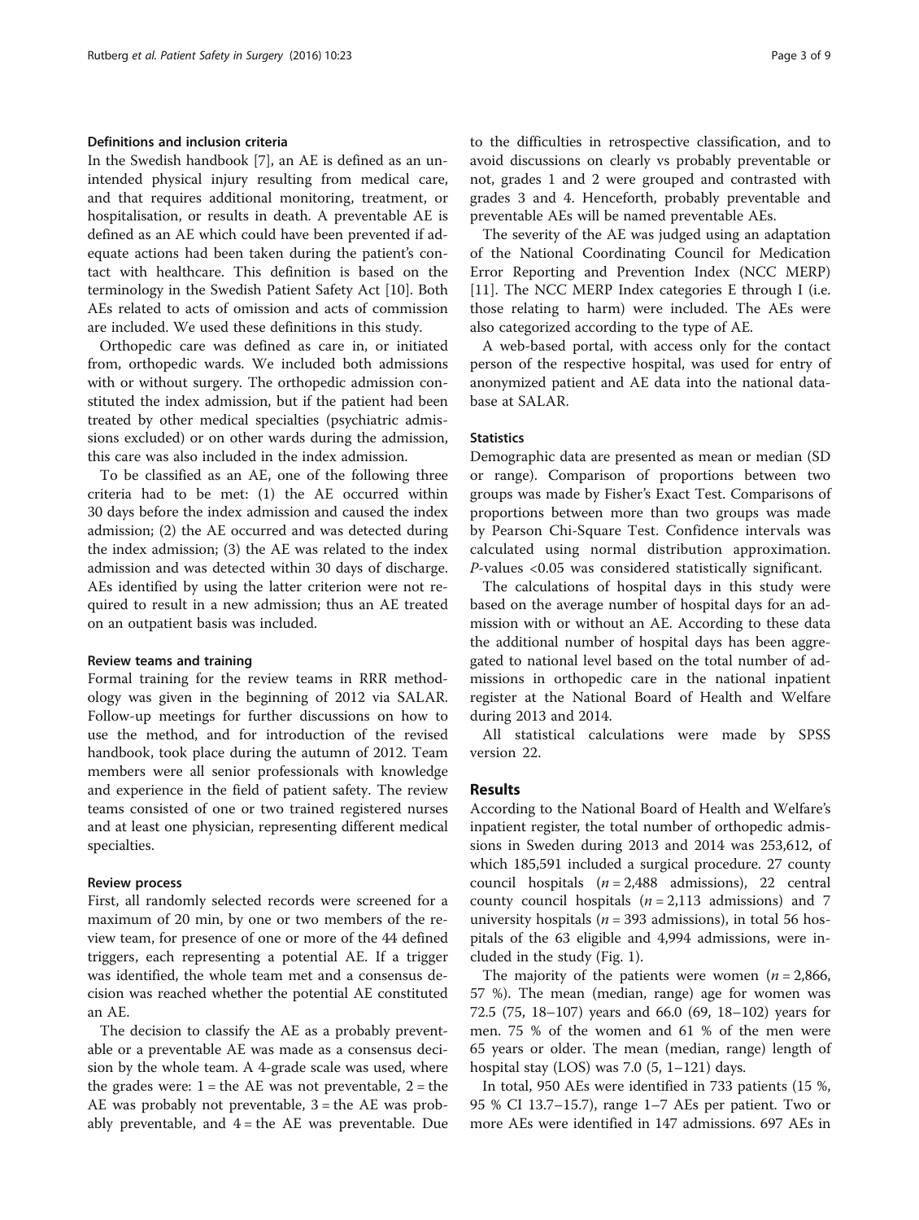### Definitions and inclusion criteria

In the Swedish handbook [7], an AE is defined as an unintended physical injury resulting from medical care, and that requires additional monitoring, treatment, or hospitalisation, or results in death. A preventable AE is defined as an AE which could have been prevented if adequate actions had been taken during the patient's contact with healthcare. This definition is based on the terminology in the Swedish Patient Safety Act [10]. Both AEs related to acts of omission and acts of commission are included. We used these definitions in this study.

Orthopedic care was defined as care in, or initiated from, orthopedic wards. We included both admissions with or without surgery. The orthopedic admission constituted the index admission, but if the patient had been treated by other medical specialties (psychiatric admissions excluded) or on other wards during the admission, this care was also included in the index admission.

To be classified as an AE, one of the following three criteria had to be met: (1) the AE occurred within 30 days before the index admission and caused the index admission; (2) the AE occurred and was detected during the index admission; (3) the AE was related to the index admission and was detected within 30 days of discharge. AEs identified by using the latter criterion were not required to result in a new admission; thus an AE treated on an outpatient basis was included.

### Review teams and training

Formal training for the review teams in RRR methodology was given in the beginning of 2012 via SALAR. Follow-up meetings for further discussions on how to use the method, and for introduction of the revised handbook, took place during the autumn of 2012. Team members were all senior professionals with knowledge and experience in the field of patient safety. The review teams consisted of one or two trained registered nurses and at least one physician, representing different medical specialties.

### Review process

First, all randomly selected records were screened for a maximum of 20 min, by one or two members of the review team, for presence of one or more of the 44 defined triggers, each representing a potential AE. If a trigger was identified, the whole team met and a consensus decision was reached whether the potential AE constituted an AE.

The decision to classify the AE as a probably preventable or a preventable AE was made as a consensus decision by the whole team. A 4-grade scale was used, where the grades were: 1 = the AE was not preventable, 2 = the AE was probably not preventable, 3 = the AE was probably preventable, and 4 = the AE was preventable. Due to the difficulties in retrospective classification, and to avoid discussions on clearly vs probably preventable or not, grades 1 and 2 were grouped and contrasted with grades 3 and 4. Henceforth, probably preventable and preventable AEs will be named preventable AEs.

The severity of the AE was judged using an adaptation of the National Coordinating Council for Medication Error Reporting and Prevention Index (NCC MERP) [11]. The NCC MERP Index categories E through I (i.e. those relating to harm) were included. The AEs were also categorized according to the type of AE.

A web-based portal, with access only for the contact person of the respective hospital, was used for entry of anonymized patient and AE data into the national database at SALAR.

### Statistics

Demographic data are presented as mean or median (SD or range). Comparison of proportions between two groups was made by Fisher's Exact Test. Comparisons of proportions between more than two groups was made by Pearson Chi-Square Test. Confidence intervals was calculated using normal distribution approximation. *P*-values <0.05 was considered statistically significant.

The calculations of hospital days in this study were based on the average number of hospital days for an admission with or without an AE. According to these data the additional number of hospital days has been aggregated to national level based on the total number of admissions in orthopedic care in the national inpatient register at the National Board of Health and Welfare during 2013 and 2014.

All statistical calculations were made by SPSS version 22.

## Results

According to the National Board of Health and Welfare's inpatient register, the total number of orthopedic admissions in Sweden during 2013 and 2014 was 253,612, of which 185,591 included a surgical procedure. 27 county council hospitals ($n$ = 2,488 admissions), 22 central county council hospitals ($n$ = 2,113 admissions) and 7 university hospitals ($n$ = 393 admissions), in total 56 hospitals of the 63 eligible and 4,994 admissions, were included in the study (Fig. 1).

The majority of the patients were women ($n$ = 2,866, 57 %). The mean (median, range) age for women was 72.5 (75, 18–107) years and 66.0 (69, 18–102) years for men. 75 % of the women and 61 % of the men were 65 years or older. The mean (median, range) length of hospital stay (LOS) was 7.0 (5, 1–121) days.

In total, 950 AEs were identified in 733 patients (15 %, 95 % CI 13.7–15.7), range 1–7 AEs per patient. Two or more AEs were identified in 147 admissions. 697 AEs in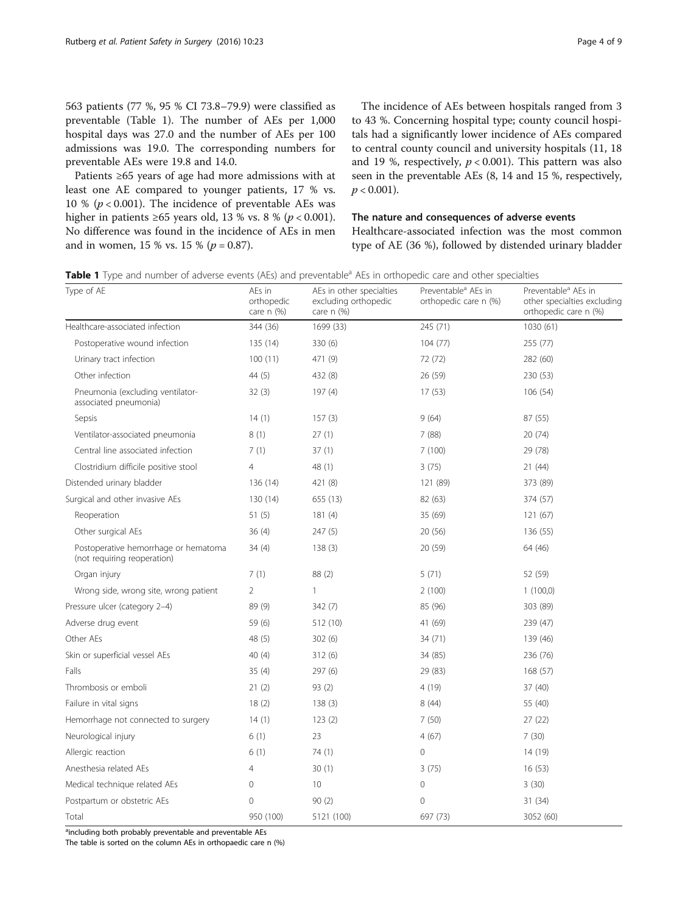563 patients (77 %, 95 % CI 73.8–79.9) were classified as preventable (Table 1). The number of AEs per 1,000 hospital days was 27.0 and the number of AEs per 100 admissions was 19.0. The corresponding numbers for preventable AEs were 19.8 and 14.0.

Patients ≥65 years of age had more admissions with at least one AE compared to younger patients, 17 % vs. 10 % ($p < 0.001$). The incidence of preventable AEs was higher in patients ≥65 years old, 13 % vs. 8 % ($p < 0.001$). No difference was found in the incidence of AEs in men and in women, 15 % vs. 15 % ($p = 0.87$).

The incidence of AEs between hospitals ranged from 3 to 43 %. Concerning hospital type; county council hospitals had a significantly lower incidence of AEs compared to central county council and university hospitals (11, 18 and 19 %, respectively, $p < 0.001$). This pattern was also seen in the preventable AEs (8, 14 and 15 %, respectively, $p < 0.001$).

### The nature and consequences of adverse events

Healthcare-associated infection was the most common type of AE (36 %), followed by distended urinary bladder

**Table 1** Type and number of adverse events (AEs) and preventable[a] AEs in orthopedic care and other specialties

| Type of AE | AEs in orthopedic care n (%) | AEs in other specialties excluding orthopedic care n (%) | Preventable[a] AEs in orthopedic care n (%) | Preventable[a] AEs in other specialties excluding orthopedic care n (%) |
|---|---|---|---|---|
| Healthcare-associated infection | 344 (36) | 1699 (33) | 245 (71) | 1030 (61) |
| Postoperative wound infection | 135 (14) | 330 (6) | 104 (77) | 255 (77) |
| Urinary tract infection | 100 (11) | 471 (9) | 72 (72) | 282 (60) |
| Other infection | 44 (5) | 432 (8) | 26 (59) | 230 (53) |
| Pneumonia (excluding ventilator-associated pneumonia) | 32 (3) | 197 (4) | 17 (53) | 106 (54) |
| Sepsis | 14 (1) | 157 (3) | 9 (64) | 87 (55) |
| Ventilator-associated pneumonia | 8 (1) | 27 (1) | 7 (88) | 20 (74) |
| Central line associated infection | 7 (1) | 37 (1) | 7 (100) | 29 (78) |
| Clostridium difficile positive stool | 4 | 48 (1) | 3 (75) | 21 (44) |
| Distended urinary bladder | 136 (14) | 421 (8) | 121 (89) | 373 (89) |
| Surgical and other invasive AEs | 130 (14) | 655 (13) | 82 (63) | 374 (57) |
| Reoperation | 51 (5) | 181 (4) | 35 (69) | 121 (67) |
| Other surgical AEs | 36 (4) | 247 (5) | 20 (56) | 136 (55) |
| Postoperative hemorrhage or hematoma (not requiring reoperation) | 34 (4) | 138 (3) | 20 (59) | 64 (46) |
| Organ injury | 7 (1) | 88 (2) | 5 (71) | 52 (59) |
| Wrong side, wrong site, wrong patient | 2 | 1 | 2 (100) | 1 (100,0) |
| Pressure ulcer (category 2–4) | 89 (9) | 342 (7) | 85 (96) | 303 (89) |
| Adverse drug event | 59 (6) | 512 (10) | 41 (69) | 239 (47) |
| Other AEs | 48 (5) | 302 (6) | 34 (71) | 139 (46) |
| Skin or superficial vessel AEs | 40 (4) | 312 (6) | 34 (85) | 236 (76) |
| Falls | 35 (4) | 297 (6) | 29 (83) | 168 (57) |
| Thrombosis or emboli | 21 (2) | 93 (2) | 4 (19) | 37 (40) |
| Failure in vital signs | 18 (2) | 138 (3) | 8 (44) | 55 (40) |
| Hemorrhage not connected to surgery | 14 (1) | 123 (2) | 7 (50) | 27 (22) |
| Neurological injury | 6 (1) | 23 | 4 (67) | 7 (30) |
| Allergic reaction | 6 (1) | 74 (1) | 0 | 14 (19) |
| Anesthesia related AEs | 4 | 30 (1) | 3 (75) | 16 (53) |
| Medical technique related AEs | 0 | 10 | 0 | 3 (30) |
| Postpartum or obstetric AEs | 0 | 90 (2) | 0 | 31 (34) |
| Total | 950 (100) | 5121 (100) | 697 (73) | 3052 (60) |

[a]including both probably preventable and preventable AEs
The table is sorted on the column AEs in orthopaedic care n (%)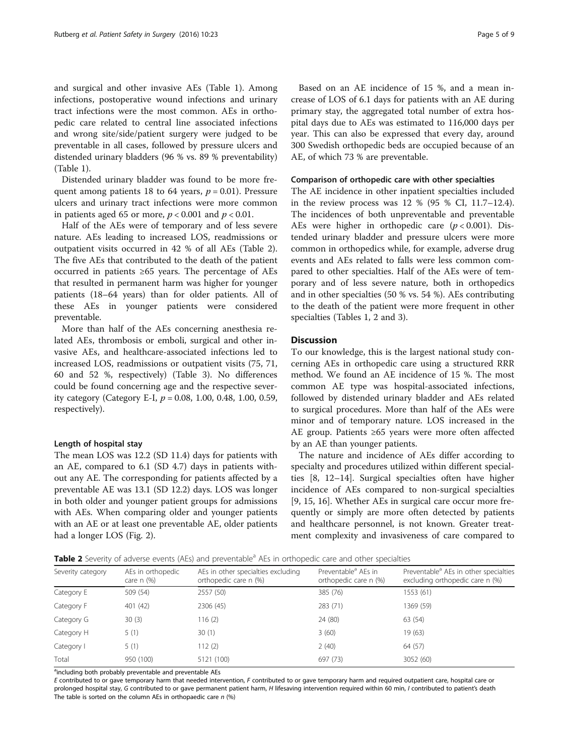and surgical and other invasive AEs (Table 1). Among infections, postoperative wound infections and urinary tract infections were the most common. AEs in orthopedic care related to central line associated infections and wrong site/side/patient surgery were judged to be preventable in all cases, followed by pressure ulcers and distended urinary bladders (96 % vs. 89 % preventability) (Table 1).

Distended urinary bladder was found to be more frequent among patients 18 to 64 years, $p = 0.01$). Pressure ulcers and urinary tract infections were more common in patients aged 65 or more, $p < 0.001$ and $p < 0.01$.

Half of the AEs were of temporary and of less severe nature. AEs leading to increased LOS, readmissions or outpatient visits occurred in 42 % of all AEs (Table 2). The five AEs that contributed to the death of the patient occurred in patients ≥65 years. The percentage of AEs that resulted in permanent harm was higher for younger patients (18–64 years) than for older patients. All of these AEs in younger patients were considered preventable.

More than half of the AEs concerning anesthesia related AEs, thrombosis or emboli, surgical and other invasive AEs, and healthcare-associated infections led to increased LOS, readmissions or outpatient visits (75, 71, 60 and 52 %, respectively) (Table 3). No differences could be found concerning age and the respective severity category (Category E-I, $p = 0.08$, 1.00, 0.48, 1.00, 0.59, respectively).

#### Length of hospital stay

The mean LOS was 12.2 (SD 11.4) days for patients with an AE, compared to 6.1 (SD 4.7) days in patients without any AE. The corresponding for patients affected by a preventable AE was 13.1 (SD 12.2) days. LOS was longer in both older and younger patient groups for admissions with AEs. When comparing older and younger patients with an AE or at least one preventable AE, older patients had a longer LOS (Fig. 2).

Based on an AE incidence of 15 %, and a mean increase of LOS of 6.1 days for patients with an AE during primary stay, the aggregated total number of extra hospital days due to AEs was estimated to 116,000 days per year. This can also be expressed that every day, around 300 Swedish orthopedic beds are occupied because of an AE, of which 73 % are preventable.

#### Comparison of orthopedic care with other specialties

The AE incidence in other inpatient specialties included in the review process was 12 % (95 % CI, 11.7–12.4). The incidences of both unpreventable and preventable AEs were higher in orthopedic care ($p < 0.001$). Distended urinary bladder and pressure ulcers were more common in orthopedics while, for example, adverse drug events and AEs related to falls were less common compared to other specialties. Half of the AEs were of temporary and of less severe nature, both in orthopedics and in other specialties (50 % vs. 54 %). AEs contributing to the death of the patient were more frequent in other specialties (Tables 1, 2 and 3).

## Discussion

To our knowledge, this is the largest national study concerning AEs in orthopedic care using a structured RRR method. We found an AE incidence of 15 %. The most common AE type was hospital-associated infections, followed by distended urinary bladder and AEs related to surgical procedures. More than half of the AEs were minor and of temporary nature. LOS increased in the AE group. Patients ≥65 years were more often affected by an AE than younger patients.

The nature and incidence of AEs differ according to specialty and procedures utilized within different specialties [8, 12–14]. Surgical specialties often have higher incidence of AEs compared to non-surgical specialties [9, 15, 16]. Whether AEs in surgical care occur more frequently or simply are more often detected by patients and healthcare personnel, is not known. Greater treatment complexity and invasiveness of care compared to

**Table 2** Severity of adverse events (AEs) and preventable[a] AEs in orthopedic care and other specialties

| Severity category | AEs in orthopedic care n (%) | AEs in other specialties excluding orthopedic care n (%) | Preventable[a] AEs in orthopedic care n (%) | Preventable[a] AEs in other specialties excluding orthopedic care n (%) |
|---|---|---|---|---|
| Category E | 509 (54) | 2557 (50) | 385 (76) | 1553 (61) |
| Category F | 401 (42) | 2306 (45) | 283 (71) | 1369 (59) |
| Category G | 30 (3) | 116 (2) | 24 (80) | 63 (54) |
| Category H | 5 (1) | 30 (1) | 3 (60) | 19 (63) |
| Category I | 5 (1) | 112 (2) | 2 (40) | 64 (57) |
| Total | 950 (100) | 5121 (100) | 697 (73) | 3052 (60) |

[a]including both probably preventable and preventable AEs

*E* contributed to or gave temporary harm that needed intervention, *F* contributed to or gave temporary harm and required outpatient care, hospital care or prolonged hospital stay, *G* contributed to or gave permanent patient harm, *H* lifesaving intervention required within 60 min, *I* contributed to patient's death

The table is sorted on the column AEs in orthopaedic care *n* (%)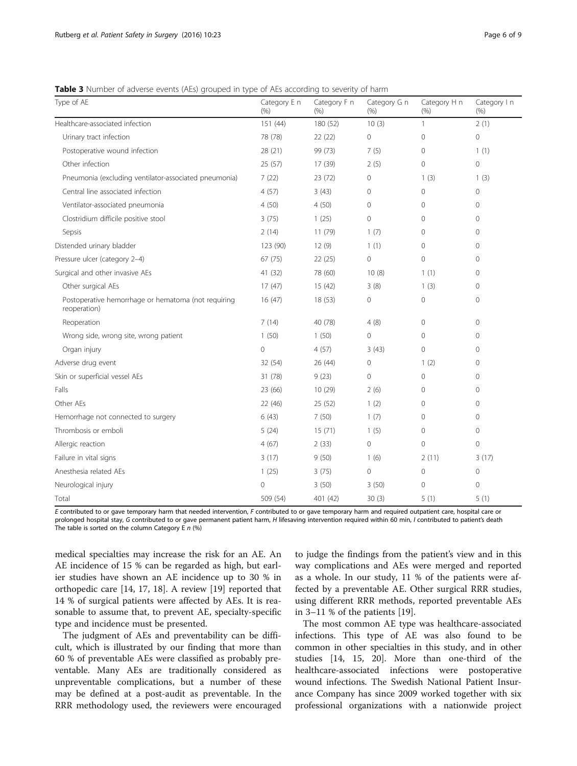**Table 3** Number of adverse events (AEs) grouped in type of AEs according to severity of harm

| Type of AE | Category E n (%) | Category F n (%) | Category G n (%) | Category H n (%) | Category I n (%) |
|---|---|---|---|---|---|
| Healthcare-associated infection | 151 (44) | 180 (52) | 10 (3) | 1 | 2 (1) |
| Urinary tract infection | 78 (78) | 22 (22) | 0 | 0 | 0 |
| Postoperative wound infection | 28 (21) | 99 (73) | 7 (5) | 0 | 1 (1) |
| Other infection | 25 (57) | 17 (39) | 2 (5) | 0 | 0 |
| Pneumonia (excluding ventilator-associated pneumonia) | 7 (22) | 23 (72) | 0 | 1 (3) | 1 (3) |
| Central line associated infection | 4 (57) | 3 (43) | 0 | 0 | 0 |
| Ventilator-associated pneumonia | 4 (50) | 4 (50) | 0 | 0 | 0 |
| Clostridium difficile positive stool | 3 (75) | 1 (25) | 0 | 0 | 0 |
| Sepsis | 2 (14) | 11 (79) | 1 (7) | 0 | 0 |
| Distended urinary bladder | 123 (90) | 12 (9) | 1 (1) | 0 | 0 |
| Pressure ulcer (category 2–4) | 67 (75) | 22 (25) | 0 | 0 | 0 |
| Surgical and other invasive AEs | 41 (32) | 78 (60) | 10 (8) | 1 (1) | 0 |
| Other surgical AEs | 17 (47) | 15 (42) | 3 (8) | 1 (3) | 0 |
| Postoperative hemorrhage or hematoma (not requiring reoperation) | 16 (47) | 18 (53) | 0 | 0 | 0 |
| Reoperation | 7 (14) | 40 (78) | 4 (8) | 0 | 0 |
| Wrong side, wrong site, wrong patient | 1 (50) | 1 (50) | 0 | 0 | 0 |
| Organ injury | 0 | 4 (57) | 3 (43) | 0 | 0 |
| Adverse drug event | 32 (54) | 26 (44) | 0 | 1 (2) | 0 |
| Skin or superficial vessel AEs | 31 (78) | 9 (23) | 0 | 0 | 0 |
| Falls | 23 (66) | 10 (29) | 2 (6) | 0 | 0 |
| Other AEs | 22 (46) | 25 (52) | 1 (2) | 0 | 0 |
| Hemorrhage not connected to surgery | 6 (43) | 7 (50) | 1 (7) | 0 | 0 |
| Thrombosis or emboli | 5 (24) | 15 (71) | 1 (5) | 0 | 0 |
| Allergic reaction | 4 (67) | 2 (33) | 0 | 0 | 0 |
| Failure in vital signs | 3 (17) | 9 (50) | 1 (6) | 2 (11) | 3 (17) |
| Anesthesia related AEs | 1 (25) | 3 (75) | 0 | 0 | 0 |
| Neurological injury | 0 | 3 (50) | 3 (50) | 0 | 0 |
| Total | 509 (54) | 401 (42) | 30 (3) | 5 (1) | 5 (1) |

*E* contributed to or gave temporary harm that needed intervention, *F* contributed to or gave temporary harm and required outpatient care, hospital care or prolonged hospital stay, *G* contributed to or gave permanent patient harm, *H* lifesaving intervention required within 60 min, *I* contributed to patient's death
The table is sorted on the column Category E *n* (%)

medical specialties may increase the risk for an AE. An AE incidence of 15 % can be regarded as high, but earlier studies have shown an AE incidence up to 30 % in orthopedic care [14, 17, 18]. A review [19] reported that 14 % of surgical patients were affected by AEs. It is reasonable to assume that, to prevent AE, specialty-specific type and incidence must be presented.

The judgment of AEs and preventability can be difficult, which is illustrated by our finding that more than 60 % of preventable AEs were classified as probably preventable. Many AEs are traditionally considered as unpreventable complications, but a number of these may be defined at a post-audit as preventable. In the RRR methodology used, the reviewers were encouraged to judge the findings from the patient's view and in this way complications and AEs were merged and reported as a whole. In our study, 11 % of the patients were affected by a preventable AE. Other surgical RRR studies, using different RRR methods, reported preventable AEs in 3–11 % of the patients [19].

The most common AE type was healthcare-associated infections. This type of AE was also found to be common in other specialties in this study, and in other studies [14, 15, 20]. More than one-third of the healthcare-associated infections were postoperative wound infections. The Swedish National Patient Insurance Company has since 2009 worked together with six professional organizations with a nationwide project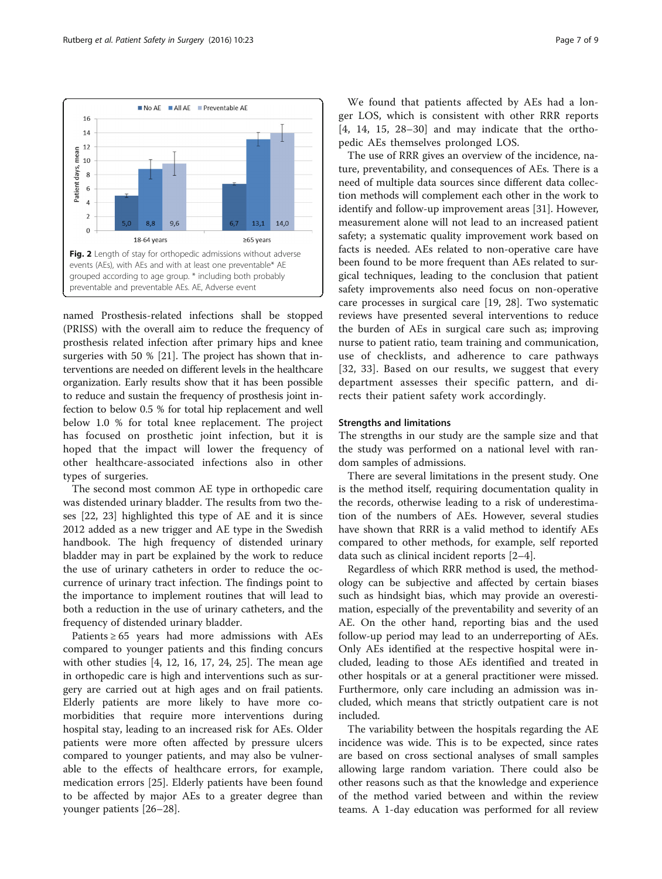Fig. 2 Length of stay for orthopedic admissions without adverse events (AEs), with AEs and with at least one preventable* AE grouped according to age group. * including both probably preventable and preventable AEs. AE, Adverse event

named Prosthesis-related infections shall be stopped (PRISS) with the overall aim to reduce the frequency of prosthesis related infection after primary hips and knee surgeries with 50 % [21]. The project has shown that interventions are needed on different levels in the healthcare organization. Early results show that it has been possible to reduce and sustain the frequency of prosthesis joint infection to below 0.5 % for total hip replacement and well below 1.0 % for total knee replacement. The project has focused on prosthetic joint infection, but it is hoped that the impact will lower the frequency of other healthcare-associated infections also in other types of surgeries.

The second most common AE type in orthopedic care was distended urinary bladder. The results from two theses [22, 23] highlighted this type of AE and it is since 2012 added as a new trigger and AE type in the Swedish handbook. The high frequency of distended urinary bladder may in part be explained by the work to reduce the use of urinary catheters in order to reduce the occurrence of urinary tract infection. The findings point to the importance to implement routines that will lead to both a reduction in the use of urinary catheters, and the frequency of distended urinary bladder.

Patients ≥ 65 years had more admissions with AEs compared to younger patients and this finding concurs with other studies [4, 12, 16, 17, 24, 25]. The mean age in orthopedic care is high and interventions such as surgery are carried out at high ages and on frail patients. Elderly patients are more likely to have more comorbidities that require more interventions during hospital stay, leading to an increased risk for AEs. Older patients were more often affected by pressure ulcers compared to younger patients, and may also be vulnerable to the effects of healthcare errors, for example, medication errors [25]. Elderly patients have been found to be affected by major AEs to a greater degree than younger patients [26–28].

We found that patients affected by AEs had a longer LOS, which is consistent with other RRR reports [4, 14, 15, 28–30] and may indicate that the orthopedic AEs themselves prolonged LOS.

The use of RRR gives an overview of the incidence, nature, preventability, and consequences of AEs. There is a need of multiple data sources since different data collection methods will complement each other in the work to identify and follow-up improvement areas [31]. However, measurement alone will not lead to an increased patient safety; a systematic quality improvement work based on facts is needed. AEs related to non-operative care have been found to be more frequent than AEs related to surgical techniques, leading to the conclusion that patient safety improvements also need focus on non-operative care processes in surgical care [19, 28]. Two systematic reviews have presented several interventions to reduce the burden of AEs in surgical care such as; improving nurse to patient ratio, team training and communication, use of checklists, and adherence to care pathways [32, 33]. Based on our results, we suggest that every department assesses their specific pattern, and directs their patient safety work accordingly.

### Strengths and limitations

The strengths in our study are the sample size and that the study was performed on a national level with random samples of admissions.

There are several limitations in the present study. One is the method itself, requiring documentation quality in the records, otherwise leading to a risk of underestimation of the numbers of AEs. However, several studies have shown that RRR is a valid method to identify AEs compared to other methods, for example, self reported data such as clinical incident reports [2–4].

Regardless of which RRR method is used, the methodology can be subjective and affected by certain biases such as hindsight bias, which may provide an overestimation, especially of the preventability and severity of an AE. On the other hand, reporting bias and the used follow-up period may lead to an underreporting of AEs. Only AEs identified at the respective hospital were included, leading to those AEs identified and treated in other hospitals or at a general practitioner were missed. Furthermore, only care including an admission was included, which means that strictly outpatient care is not included.

The variability between the hospitals regarding the AE incidence was wide. This is to be expected, since rates are based on cross sectional analyses of small samples allowing large random variation. There could also be other reasons such as that the knowledge and experience of the method varied between and within the review teams. A 1-day education was performed for all review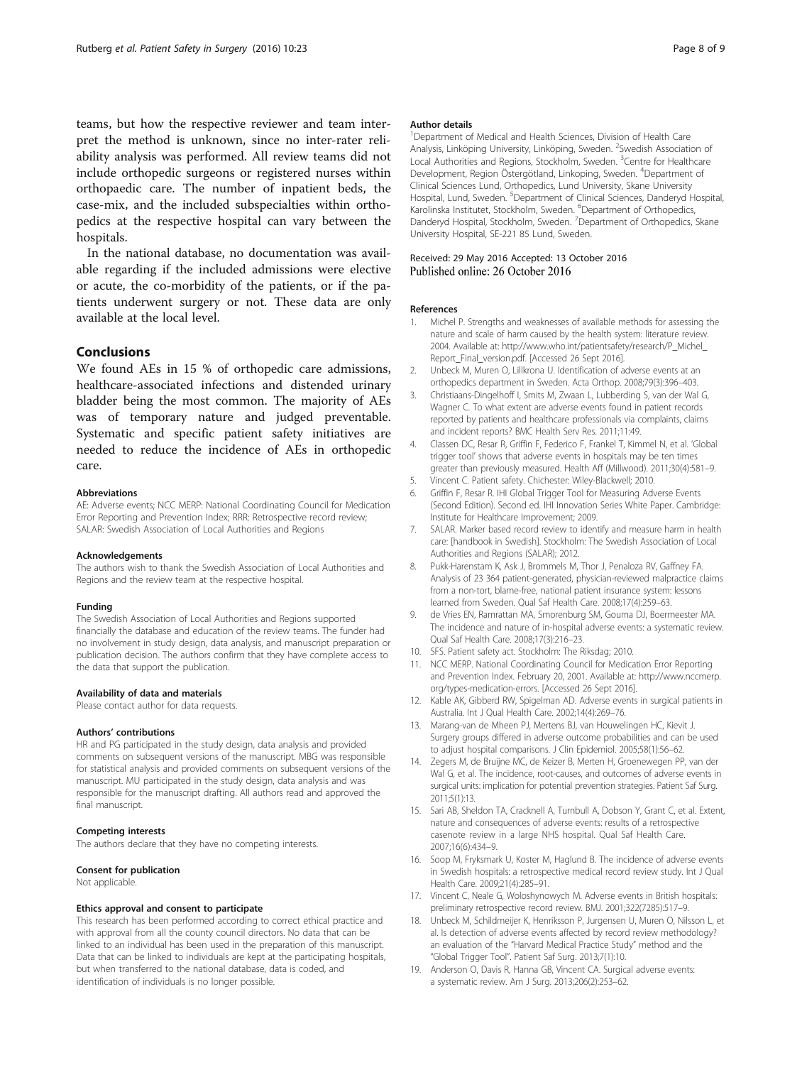teams, but how the respective reviewer and team interpret the method is unknown, since no inter-rater reliability analysis was performed. All review teams did not include orthopedic surgeons or registered nurses within orthopaedic care. The number of inpatient beds, the case-mix, and the included subspecialties within orthopedics at the respective hospital can vary between the hospitals.

In the national database, no documentation was available regarding if the included admissions were elective or acute, the co-morbidity of the patients, or if the patients underwent surgery or not. These data are only available at the local level.

## Conclusions

We found AEs in 15 % of orthopedic care admissions, healthcare-associated infections and distended urinary bladder being the most common. The majority of AEs was of temporary nature and judged preventable. Systematic and specific patient safety initiatives are needed to reduce the incidence of AEs in orthopedic care.

#### Abbreviations

AE: Adverse events; NCC MERP: National Coordinating Council for Medication Error Reporting and Prevention Index; RRR: Retrospective record review; SALAR: Swedish Association of Local Authorities and Regions

#### Acknowledgements

The authors wish to thank the Swedish Association of Local Authorities and Regions and the review team at the respective hospital.

#### Funding

The Swedish Association of Local Authorities and Regions supported financially the database and education of the review teams. The funder had no involvement in study design, data analysis, and manuscript preparation or publication decision. The authors confirm that they have complete access to the data that support the publication.

#### Availability of data and materials

Please contact author for data requests.

#### Authors' contributions

HR and PG participated in the study design, data analysis and provided comments on subsequent versions of the manuscript. MBG was responsible for statistical analysis and provided comments on subsequent versions of the manuscript. MU participated in the study design, data analysis and was responsible for the manuscript drafting. All authors read and approved the final manuscript.

#### Competing interests

The authors declare that they have no competing interests.

#### Consent for publication

Not applicable.

#### Ethics approval and consent to participate

This research has been performed according to correct ethical practice and with approval from all the county council directors. No data that can be linked to an individual has been used in the preparation of this manuscript. Data that can be linked to individuals are kept at the participating hospitals, but when transferred to the national database, data is coded, and identification of individuals is no longer possible.

#### Author details

[1]Department of Medical and Health Sciences, Division of Health Care Analysis, Linköping University, Linköping, Sweden. [2]Swedish Association of Local Authorities and Regions, Stockholm, Sweden. [3]Centre for Healthcare Development, Region Östergötland, Linkoping, Sweden. [4]Department of Clinical Sciences Lund, Orthopedics, Lund University, Skane University Hospital, Lund, Sweden. [5]Department of Clinical Sciences, Danderyd Hospital, Karolinska Institutet, Stockholm, Sweden. [6]Department of Orthopedics, Danderyd Hospital, Stockholm, Sweden. [7]Department of Orthopedics, Skane University Hospital, SE-221 85 Lund, Sweden.

Received: 29 May 2016 Accepted: 13 October 2016
Published online: 26 October 2016

#### References

1. Michel P. Strengths and weaknesses of available methods for assessing the nature and scale of harm caused by the health system: literature review. 2004. Available at: http://www.who.int/patientsafety/research/P_Michel_Report_Final_version.pdf. [Accessed 26 Sept 2016].
2. Unbeck M, Muren O, Lillkrona U. Identification of adverse events at an orthopedics department in Sweden. Acta Orthop. 2008;79(3):396–403.
3. Christiaans-Dingelhoff I, Smits M, Zwaan L, Lubberding S, van der Wal G, Wagner C. To what extent are adverse events found in patient records reported by patients and healthcare professionals via complaints, claims and incident reports? BMC Health Serv Res. 2011;11:49.
4. Classen DC, Resar R, Griffin F, Federico F, Frankel T, Kimmel N, et al. 'Global trigger tool' shows that adverse events in hospitals may be ten times greater than previously measured. Health Aff (Millwood). 2011;30(4):581–9.
5. Vincent C. Patient safety. Chichester: Wiley-Blackwell; 2010.
6. Griffin F, Resar R. IHI Global Trigger Tool for Measuring Adverse Events (Second Edition). Second ed. IHI Innovation Series White Paper. Cambridge: Institute for Healthcare Improvement; 2009.
7. SALAR. Marker based record review to identify and measure harm in health care: [handbook in Swedish]. Stockholm: The Swedish Association of Local Authorities and Regions (SALAR); 2012.
8. Pukk-Harenstam K, Ask J, Brommels M, Thor J, Penaloza RV, Gaffney FA. Analysis of 23 364 patient-generated, physician-reviewed malpractice claims from a non-tort, blame-free, national patient insurance system: lessons learned from Sweden. Qual Saf Health Care. 2008;17(4):259–63.
9. de Vries EN, Ramrattan MA, Smorenburg SM, Gouma DJ, Boermeester MA. The incidence and nature of in-hospital adverse events: a systematic review. Qual Saf Health Care. 2008;17(3):216–23.
10. SFS. Patient safety act. Stockholm: The Riksdag; 2010.
11. NCC MERP. National Coordinating Council for Medication Error Reporting and Prevention Index. February 20, 2001. Available at: http://www.nccmerp.org/types-medication-errors. [Accessed 26 Sept 2016].
12. Kable AK, Gibberd RW, Spigelman AD. Adverse events in surgical patients in Australia. Int J Qual Health Care. 2002;14(4):269–76.
13. Marang-van de Mheen PJ, Mertens BJ, van Houwelingen HC, Kievit J. Surgery groups differed in adverse outcome probabilities and can be used to adjust hospital comparisons. J Clin Epidemiol. 2005;58(1):56–62.
14. Zegers M, de Bruijne MC, de Keizer B, Merten H, Groenewegen PP, van der Wal G, et al. The incidence, root-causes, and outcomes of adverse events in surgical units: implication for potential prevention strategies. Patient Saf Surg. 2011;5(1):13.
15. Sari AB, Sheldon TA, Cracknell A, Turnbull A, Dobson Y, Grant C, et al. Extent, nature and consequences of adverse events: results of a retrospective casenote review in a large NHS hospital. Qual Saf Health Care. 2007;16(6):434–9.
16. Soop M, Fryksmark U, Koster M, Haglund B. The incidence of adverse events in Swedish hospitals: a retrospective medical record review study. Int J Qual Health Care. 2009;21(4):285–91.
17. Vincent C, Neale G, Woloshynowych M. Adverse events in British hospitals: preliminary retrospective record review. BMJ. 2001;322(7285):517–9.
18. Unbeck M, Schildmeijer K, Henriksson P, Jurgensen U, Muren O, Nilsson L, et al. Is detection of adverse events affected by record review methodology? an evaluation of the "Harvard Medical Practice Study" method and the "Global Trigger Tool". Patient Saf Surg. 2013;7(1):10.
19. Anderson O, Davis R, Hanna GB, Vincent CA. Surgical adverse events: a systematic review. Am J Surg. 2013;206(2):253–62.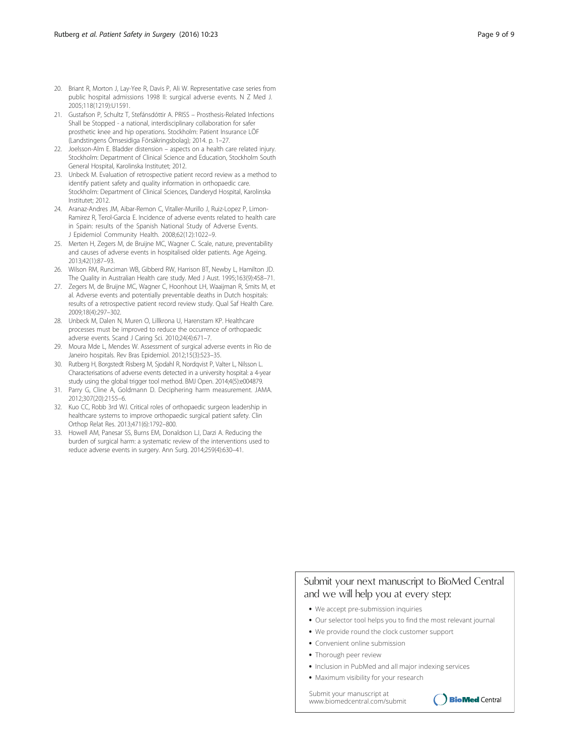20. Briant R, Morton J, Lay-Yee R, Davis P, Ali W. Representative case series from public hospital admissions 1998 II: surgical adverse events. N Z Med J. 2005;118(1219):U1591.
21. Gustafson P, Schultz T, Stefánsdóttir A. PRISS – Prosthesis-Related Infections Shall be Stopped - a national, interdisciplinary collaboration for safer prosthetic knee and hip operations. Stockholm: Patient Insurance LÖF (Landstingens Ömsesidiga Försäkringsbolag); 2014. p. 1–27.
22. Joelsson-Alm E. Bladder distension – aspects on a health care related injury. Stockholm: Department of Clinical Science and Education, Stockholm South General Hospital, Karolinska Institutet; 2012.
23. Unbeck M. Evaluation of retrospective patient record review as a method to identify patient safety and quality information in orthopaedic care. Stockholm: Department of Clinical Sciences, Danderyd Hospital, Karolinska Institutet; 2012.
24. Aranaz-Andres JM, Aibar-Remon C, Vitaller-Murillo J, Ruiz-Lopez P, Limon-Ramirez R, Terol-Garcia E. Incidence of adverse events related to health care in Spain: results of the Spanish National Study of Adverse Events. J Epidemiol Community Health. 2008;62(12):1022–9.
25. Merten H, Zegers M, de Bruijne MC, Wagner C. Scale, nature, preventability and causes of adverse events in hospitalised older patients. Age Ageing. 2013;42(1):87–93.
26. Wilson RM, Runciman WB, Gibberd RW, Harrison BT, Newby L, Hamilton JD. The Quality in Australian Health care study. Med J Aust. 1995;163(9):458–71.
27. Zegers M, de Bruijne MC, Wagner C, Hoonhout LH, Waaijman R, Smits M, et al. Adverse events and potentially preventable deaths in Dutch hospitals: results of a retrospective patient record review study. Qual Saf Health Care. 2009;18(4):297–302.
28. Unbeck M, Dalen N, Muren O, Lillkrona U, Harenstam KP. Healthcare processes must be improved to reduce the occurrence of orthopaedic adverse events. Scand J Caring Sci. 2010;24(4):671–7.
29. Moura Mde L, Mendes W. Assessment of surgical adverse events in Rio de Janeiro hospitals. Rev Bras Epidemiol. 2012;15(3):523–35.
30. Rutberg H, Borgstedt Risberg M, Sjodahl R, Nordqvist P, Valter L, Nilsson L. Characterisations of adverse events detected in a university hospital: a 4-year study using the global trigger tool method. BMJ Open. 2014;4(5):e004879.
31. Parry G, Cline A, Goldmann D. Deciphering harm measurement. JAMA. 2012;307(20):2155–6.
32. Kuo CC, Robb 3rd WJ. Critical roles of orthopaedic surgeon leadership in healthcare systems to improve orthopaedic surgical patient safety. Clin Orthop Relat Res. 2013;471(6):1792–800.
33. Howell AM, Panesar SS, Burns EM, Donaldson LJ, Darzi A. Reducing the burden of surgical harm: a systematic review of the interventions used to reduce adverse events in surgery. Ann Surg. 2014;259(4):630–41.

Submit your next manuscript to BioMed Central and we will help you at every step:

- We accept pre-submission inquiries
- Our selector tool helps you to find the most relevant journal
- We provide round the clock customer support
- Convenient online submission
- Thorough peer review
- Inclusion in PubMed and all major indexing services
- Maximum visibility for your research

Submit your manuscript at www.biomedcentral.com/submit

BioMed Central